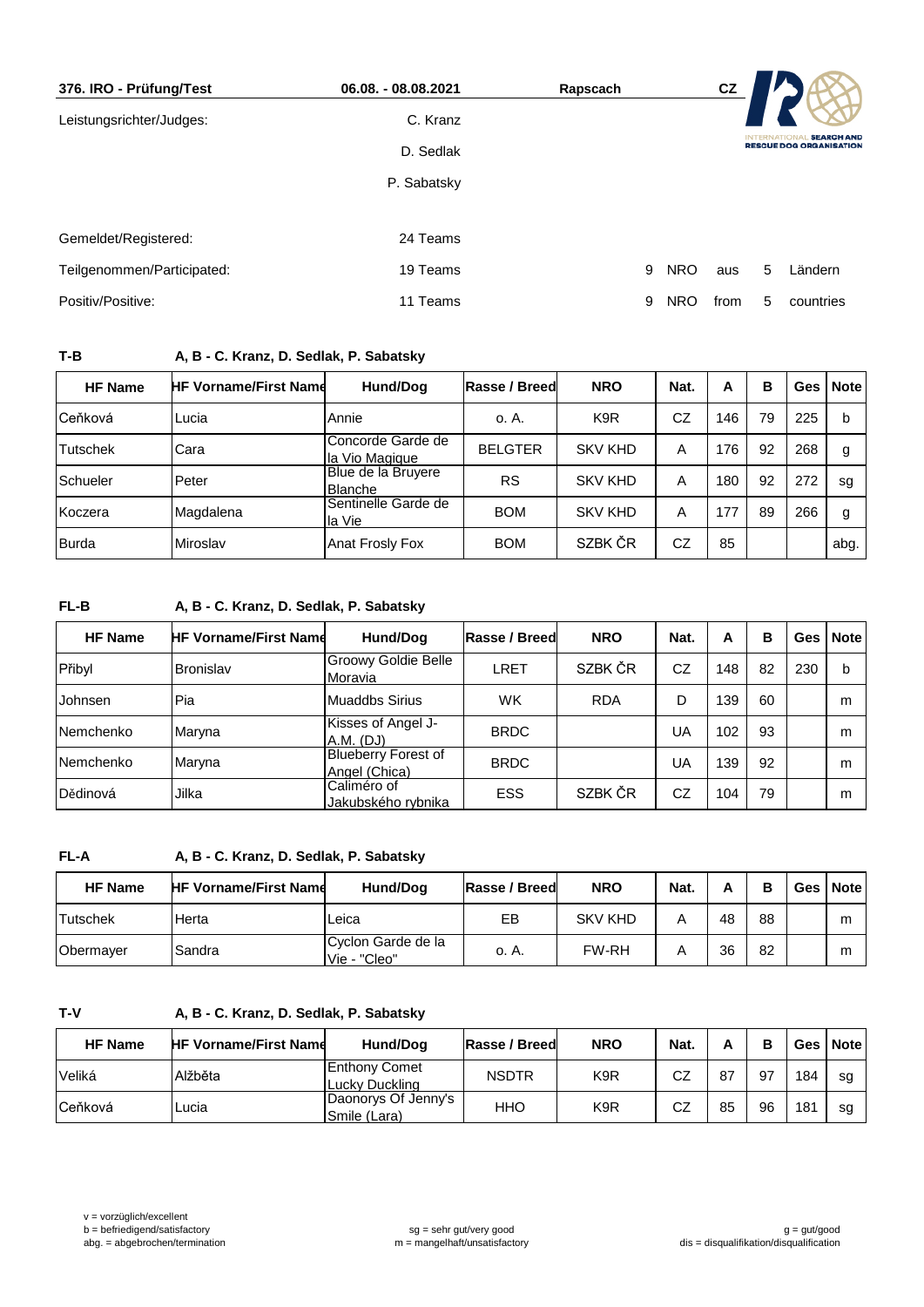| 376. IRO - Prüfung/Test | 06.08. - 08.08.2021 | Rapscach | CZ |
|---|---|---|---|

Leistungsrichter/Judges: C. Kranz

D. Sedlak

P. Sabatsky

INTERNATIONAL SEARCH AND RESCUE DOG ORGANISATION

| | | | | | | |
|---|---|---|---|---|---|---|
| Gemeldet/Registered: | 24 Teams | | | | | |
| Teilgenommen/Participated: | 19 Teams | 9 | NRO | aus | 5 | Ländern |
| Positiv/Positive: | 11 Teams | 9 | NRO | from | 5 | countries |

**T-B** A, B - C. Kranz, D. Sedlak, P. Sabatsky

| HF Name | HF Vorname/First Name | Hund/Dog | Rasse / Breed | NRO | Nat. | A | B | Ges | Note |
|---|---|---|---|---|---|---|---|---|---|
| Ceňková | Lucia | Annie | o. A. | K9R | CZ | 146 | 79 | 225 | b |
| Tutschek | Cara | Concorde Garde de la Vio Magique | BELGTER | SKV KHD | A | 176 | 92 | 268 | g |
| Schueler | Peter | Blue de la Bruyere Blanche | RS | SKV KHD | A | 180 | 92 | 272 | sg |
| Koczera | Magdalena | Sentinelle Garde de la Vie | BOM | SKV KHD | A | 177 | 89 | 266 | g |
| Burda | Miroslav | Anat Frosly Fox | BOM | SZBK ČR | CZ | 85 | | | abg. |

**FL-B** A, B - C. Kranz, D. Sedlak, P. Sabatsky

| HF Name | HF Vorname/First Name | Hund/Dog | Rasse / Breed | NRO | Nat. | A | B | Ges | Note |
|---|---|---|---|---|---|---|---|---|---|
| Přibyl | Bronislav | Groowy Goldie Belle Moravia | LRET | SZBK ČR | CZ | 148 | 82 | 230 | b |
| Johnsen | Pia | Muaddbs Sirius | WK | RDA | D | 139 | 60 | | m |
| Nemchenko | Maryna | Kisses of Angel J-A.M. (DJ) | BRDC | | UA | 102 | 93 | | m |
| Nemchenko | Maryna | Blueberry Forest of Angel (Chica) | BRDC | | UA | 139 | 92 | | m |
| Dědinová | Jilka | Caliméro of Jakubského rybnika | ESS | SZBK ČR | CZ | 104 | 79 | | m |

**FL-A** A, B - C. Kranz, D. Sedlak, P. Sabatsky

| HF Name | HF Vorname/First Name | Hund/Dog | Rasse / Breed | NRO | Nat. | A | B | Ges | Note |
|---|---|---|---|---|---|---|---|---|---|
| Tutschek | Herta | Leica | EB | SKV KHD | A | 48 | 88 | | m |
| Obermayer | Sandra | Cyclon Garde de la Vie - "Cleo" | o. A. | FW-RH | A | 36 | 82 | | m |

**T-V** A, B - C. Kranz, D. Sedlak, P. Sabatsky

| HF Name | HF Vorname/First Name | Hund/Dog | Rasse / Breed | NRO | Nat. | A | B | Ges | Note |
|---|---|---|---|---|---|---|---|---|---|
| Veliká | Alžběta | Enthony Comet Lucky Duckling | NSDTR | K9R | CZ | 87 | 97 | 184 | sg |
| Ceňková | Lucia | Daonorys Of Jenny's Smile (Lara) | HHO | K9R | CZ | 85 | 96 | 181 | sg |

v = vorzüglich/excellent
b = befriedigend/satisfactory
abg. = abgebrochen/termination

sg = sehr gut/very good
m = mangelhaft/unsatisfactory

g = gut/good
dis = disqualifikation/disqualification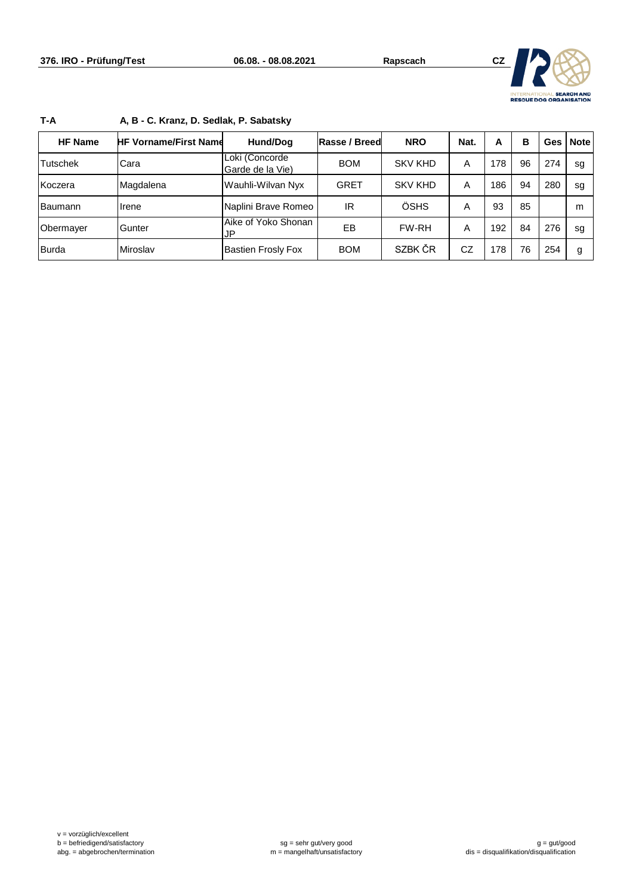**376. IRO - Prüfung/Test** **06.08. - 08.08.2021** **Rapscach** **CZ**

**T-A** **A, B - C. Kranz, D. Sedlak, P. Sabatsky**

| HF Name | HF Vorname/First Name | Hund/Dog | Rasse / Breed | NRO | Nat. | A | B | Ges | Note |
|---|---|---|---|---|---|---|---|---|---|
| Tutschek | Cara | Loki (Concorde Garde de la Vie) | BOM | SKV KHD | A | 178 | 96 | 274 | sg |
| Koczera | Magdalena | Wauhli-Wilvan Nyx | GRET | SKV KHD | A | 186 | 94 | 280 | sg |
| Baumann | Irene | Naplini Brave Romeo | IR | ÖSHS | A | 93 | 85 | | m |
| Obermayer | Gunter | Aike of Yoko Shonan JP | EB | FW-RH | A | 192 | 84 | 276 | sg |
| Burda | Miroslav | Bastien Frosly Fox | BOM | SZBK ČR | CZ | 178 | 76 | 254 | g |

v = vorzüglich/excellent
b = befriedigend/satisfactory
abg. = abgebrochen/termination

sg = sehr gut/very good
m = mangelhaft/unsatisfactory

g = gut/good
dis = disqualifikation/disqualification